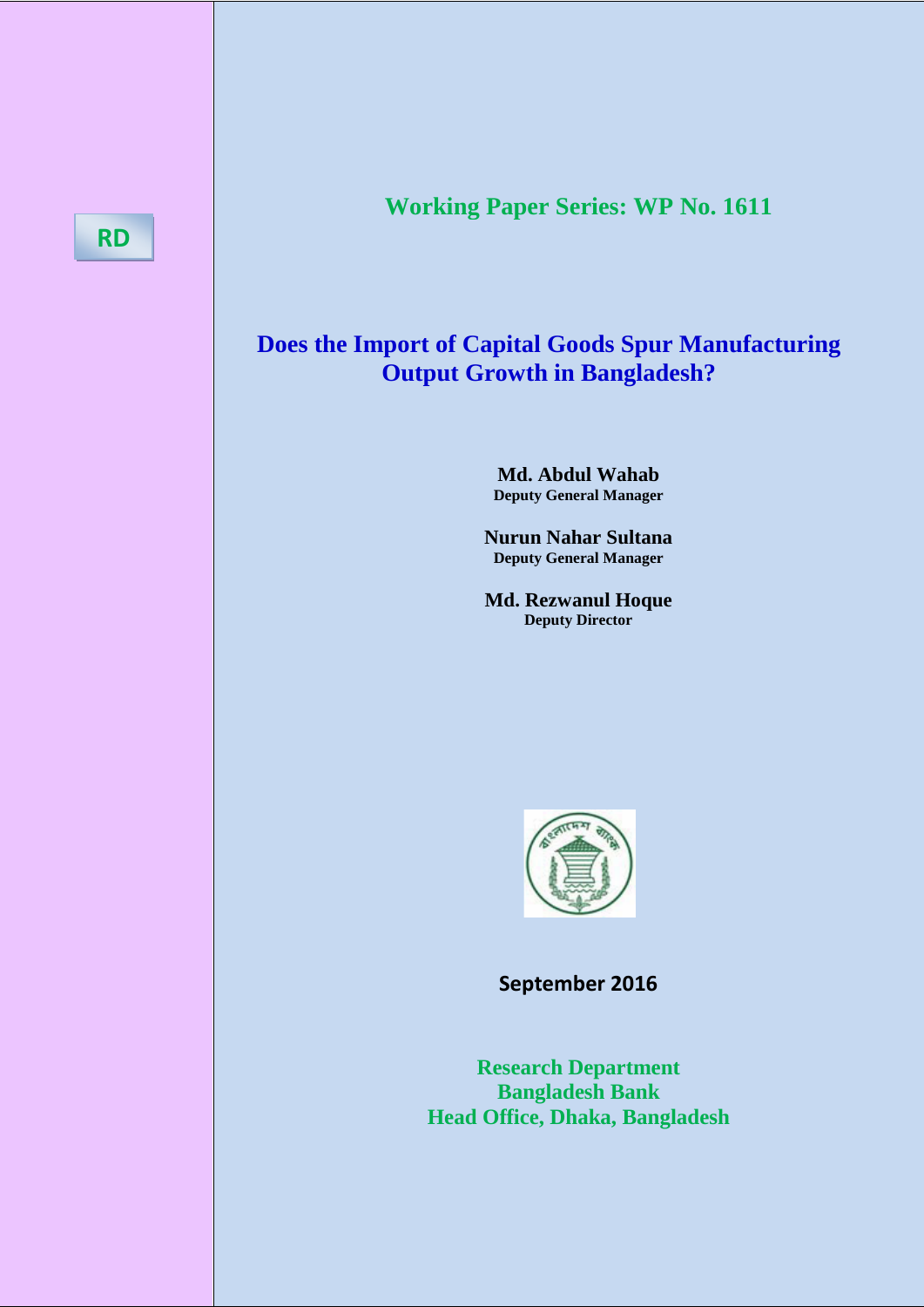RD

**Working Paper Series: WP No. 1611**

# Does the Import of Capital Goods Spur Manufacturing Output Growth in Bangladesh?

**Md. Abdul Wahab**
**Deputy General Manager**

**Nurun Nahar Sultana**
**Deputy General Manager**

**Md. Rezwanul Hoque**
**Deputy Director**

**September 2016**

**Research Department**
**Bangladesh Bank**
**Head Office, Dhaka, Bangladesh**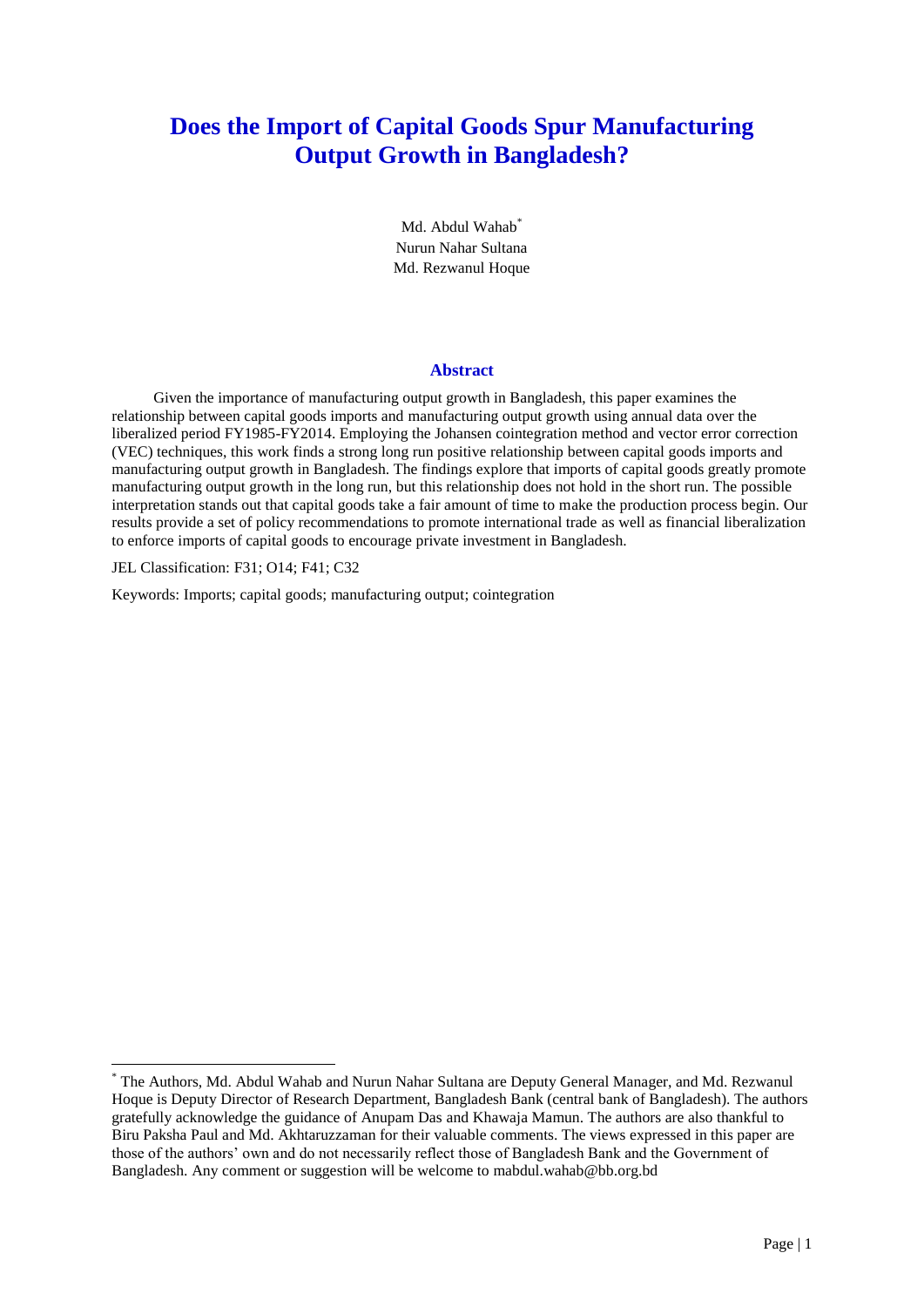# Does the Import of Capital Goods Spur Manufacturing Output Growth in Bangladesh?

Md. Abdul Wahab[*]
Nurun Nahar Sultana
Md. Rezwanul Hoque

## Abstract

Given the importance of manufacturing output growth in Bangladesh, this paper examines the relationship between capital goods imports and manufacturing output growth using annual data over the liberalized period FY1985-FY2014. Employing the Johansen cointegration method and vector error correction (VEC) techniques, this work finds a strong long run positive relationship between capital goods imports and manufacturing output growth in Bangladesh. The findings explore that imports of capital goods greatly promote manufacturing output growth in the long run, but this relationship does not hold in the short run. The possible interpretation stands out that capital goods take a fair amount of time to make the production process begin. Our results provide a set of policy recommendations to promote international trade as well as financial liberalization to enforce imports of capital goods to encourage private investment in Bangladesh.

JEL Classification: F31; O14; F41; C32

Keywords: Imports; capital goods; manufacturing output; cointegration

---

[*] The Authors, Md. Abdul Wahab and Nurun Nahar Sultana are Deputy General Manager, and Md. Rezwanul Hoque is Deputy Director of Research Department, Bangladesh Bank (central bank of Bangladesh). The authors gratefully acknowledge the guidance of Anupam Das and Khawaja Mamun. The authors are also thankful to Biru Paksha Paul and Md. Akhtaruzzaman for their valuable comments. The views expressed in this paper are those of the authors' own and do not necessarily reflect those of Bangladesh Bank and the Government of Bangladesh. Any comment or suggestion will be welcome to mabdul.wahab@bb.org.bd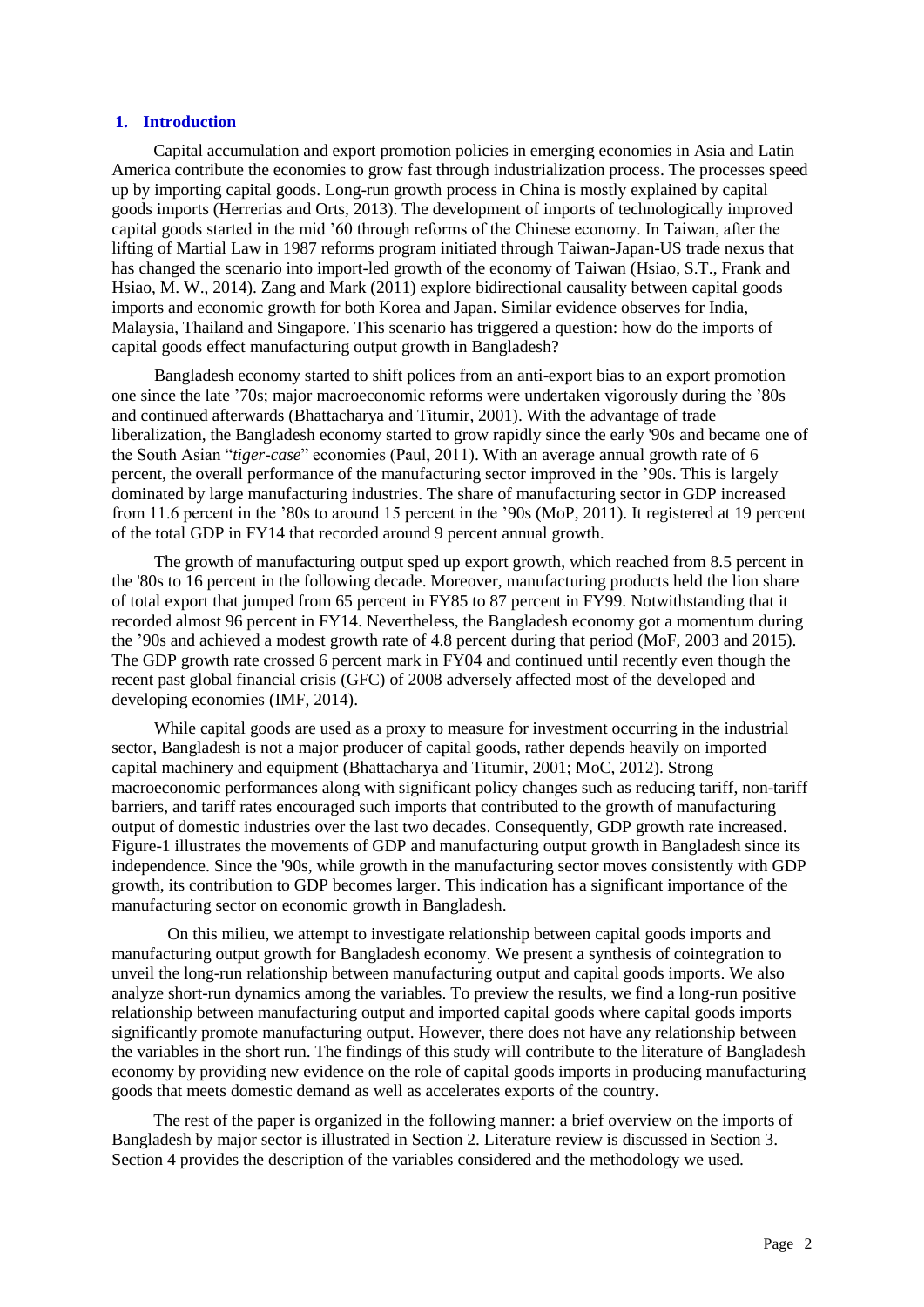## 1. Introduction

Capital accumulation and export promotion policies in emerging economies in Asia and Latin America contribute the economies to grow fast through industrialization process. The processes speed up by importing capital goods. Long-run growth process in China is mostly explained by capital goods imports (Herrerias and Orts, 2013). The development of imports of technologically improved capital goods started in the mid '60 through reforms of the Chinese economy. In Taiwan, after the lifting of Martial Law in 1987 reforms program initiated through Taiwan-Japan-US trade nexus that has changed the scenario into import-led growth of the economy of Taiwan (Hsiao, S.T., Frank and Hsiao, M. W., 2014). Zang and Mark (2011) explore bidirectional causality between capital goods imports and economic growth for both Korea and Japan. Similar evidence observes for India, Malaysia, Thailand and Singapore. This scenario has triggered a question: how do the imports of capital goods effect manufacturing output growth in Bangladesh?

Bangladesh economy started to shift polices from an anti-export bias to an export promotion one since the late '70s; major macroeconomic reforms were undertaken vigorously during the '80s and continued afterwards (Bhattacharya and Titumir, 2001). With the advantage of trade liberalization, the Bangladesh economy started to grow rapidly since the early '90s and became one of the South Asian "*tiger-case*" economies (Paul, 2011). With an average annual growth rate of 6 percent, the overall performance of the manufacturing sector improved in the '90s. This is largely dominated by large manufacturing industries. The share of manufacturing sector in GDP increased from 11.6 percent in the '80s to around 15 percent in the '90s (MoP, 2011). It registered at 19 percent of the total GDP in FY14 that recorded around 9 percent annual growth.

The growth of manufacturing output sped up export growth, which reached from 8.5 percent in the '80s to 16 percent in the following decade. Moreover, manufacturing products held the lion share of total export that jumped from 65 percent in FY85 to 87 percent in FY99. Notwithstanding that it recorded almost 96 percent in FY14. Nevertheless, the Bangladesh economy got a momentum during the '90s and achieved a modest growth rate of 4.8 percent during that period (MoF, 2003 and 2015). The GDP growth rate crossed 6 percent mark in FY04 and continued until recently even though the recent past global financial crisis (GFC) of 2008 adversely affected most of the developed and developing economies (IMF, 2014).

While capital goods are used as a proxy to measure for investment occurring in the industrial sector, Bangladesh is not a major producer of capital goods, rather depends heavily on imported capital machinery and equipment (Bhattacharya and Titumir, 2001; MoC, 2012). Strong macroeconomic performances along with significant policy changes such as reducing tariff, non-tariff barriers, and tariff rates encouraged such imports that contributed to the growth of manufacturing output of domestic industries over the last two decades. Consequently, GDP growth rate increased. Figure-1 illustrates the movements of GDP and manufacturing output growth in Bangladesh since its independence. Since the '90s, while growth in the manufacturing sector moves consistently with GDP growth, its contribution to GDP becomes larger. This indication has a significant importance of the manufacturing sector on economic growth in Bangladesh.

On this milieu, we attempt to investigate relationship between capital goods imports and manufacturing output growth for Bangladesh economy. We present a synthesis of cointegration to unveil the long-run relationship between manufacturing output and capital goods imports. We also analyze short-run dynamics among the variables. To preview the results, we find a long-run positive relationship between manufacturing output and imported capital goods where capital goods imports significantly promote manufacturing output. However, there does not have any relationship between the variables in the short run. The findings of this study will contribute to the literature of Bangladesh economy by providing new evidence on the role of capital goods imports in producing manufacturing goods that meets domestic demand as well as accelerates exports of the country.

The rest of the paper is organized in the following manner: a brief overview on the imports of Bangladesh by major sector is illustrated in Section 2. Literature review is discussed in Section 3. Section 4 provides the description of the variables considered and the methodology we used.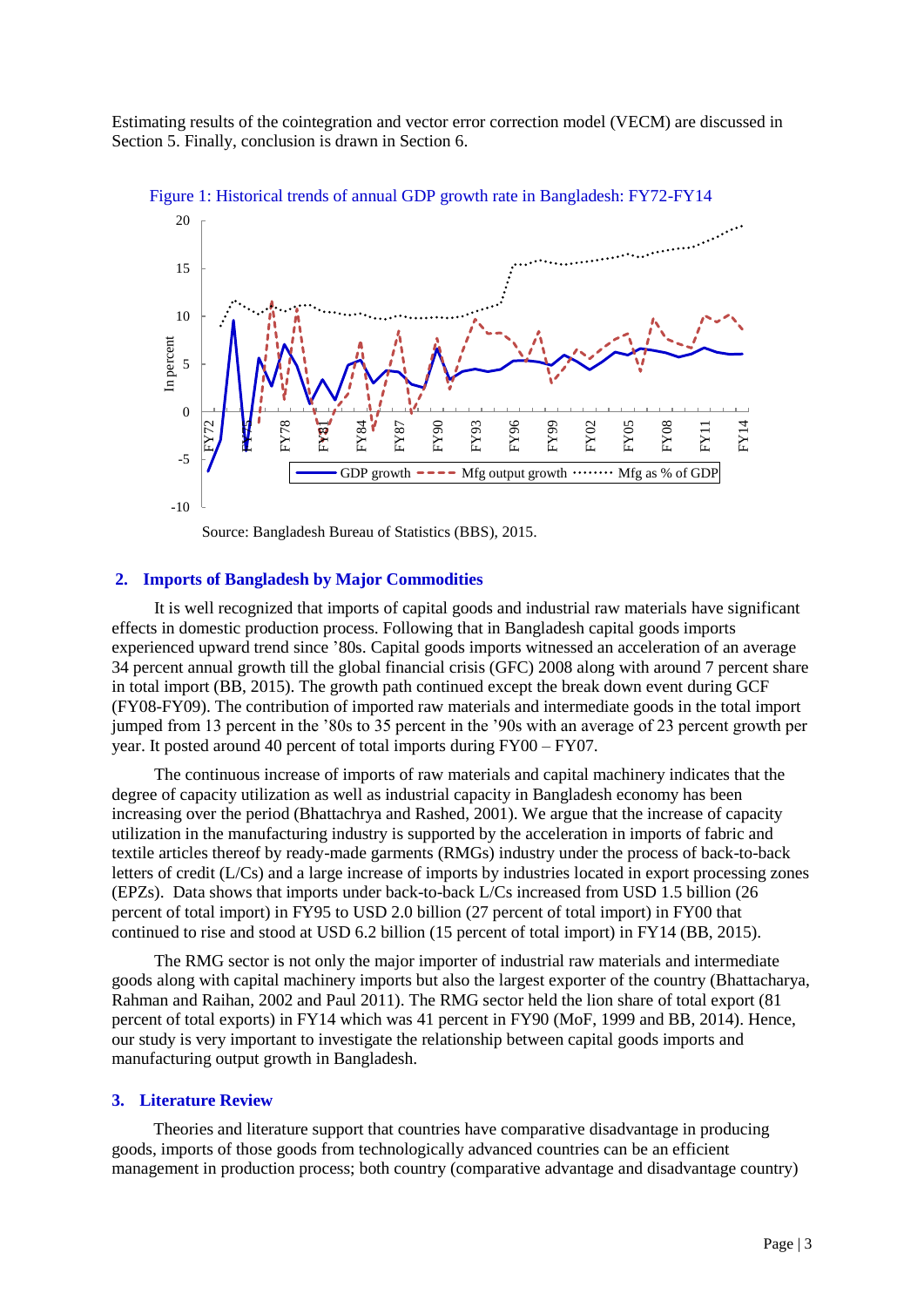Estimating results of the cointegration and vector error correction model (VECM) are discussed in Section 5. Finally, conclusion is drawn in Section 6.

Figure 1: Historical trends of annual GDP growth rate in Bangladesh: FY72-FY14

Source: Bangladesh Bureau of Statistics (BBS), 2015.

## 2. Imports of Bangladesh by Major Commodities

It is well recognized that imports of capital goods and industrial raw materials have significant effects in domestic production process. Following that in Bangladesh capital goods imports experienced upward trend since ’80s. Capital goods imports witnessed an acceleration of an average 34 percent annual growth till the global financial crisis (GFC) 2008 along with around 7 percent share in total import (BB, 2015). The growth path continued except the break down event during GCF (FY08-FY09). The contribution of imported raw materials and intermediate goods in the total import jumped from 13 percent in the ’80s to 35 percent in the ’90s with an average of 23 percent growth per year. It posted around 40 percent of total imports during FY00 – FY07.

The continuous increase of imports of raw materials and capital machinery indicates that the degree of capacity utilization as well as industrial capacity in Bangladesh economy has been increasing over the period (Bhattachrya and Rashed, 2001). We argue that the increase of capacity utilization in the manufacturing industry is supported by the acceleration in imports of fabric and textile articles thereof by ready-made garments (RMGs) industry under the process of back-to-back letters of credit (L/Cs) and a large increase of imports by industries located in export processing zones (EPZs). Data shows that imports under back-to-back L/Cs increased from USD 1.5 billion (26 percent of total import) in FY95 to USD 2.0 billion (27 percent of total import) in FY00 that continued to rise and stood at USD 6.2 billion (15 percent of total import) in FY14 (BB, 2015).

The RMG sector is not only the major importer of industrial raw materials and intermediate goods along with capital machinery imports but also the largest exporter of the country (Bhattacharya, Rahman and Raihan, 2002 and Paul 2011). The RMG sector held the lion share of total export (81 percent of total exports) in FY14 which was 41 percent in FY90 (MoF, 1999 and BB, 2014). Hence, our study is very important to investigate the relationship between capital goods imports and manufacturing output growth in Bangladesh.

## 3. Literature Review

Theories and literature support that countries have comparative disadvantage in producing goods, imports of those goods from technologically advanced countries can be an efficient management in production process; both country (comparative advantage and disadvantage country)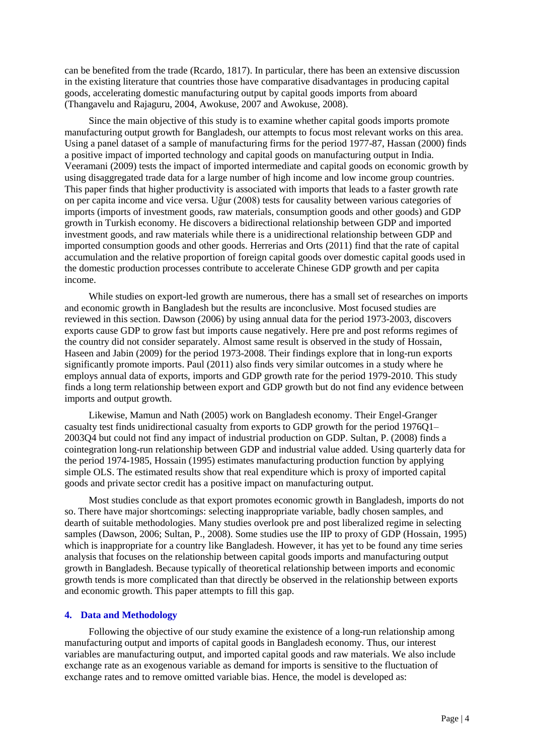can be benefited from the trade (Rcardo, 1817). In particular, there has been an extensive discussion in the existing literature that countries those have comparative disadvantages in producing capital goods, accelerating domestic manufacturing output by capital goods imports from aboard (Thangavelu and Rajaguru, 2004, Awokuse, 2007 and Awokuse, 2008).

Since the main objective of this study is to examine whether capital goods imports promote manufacturing output growth for Bangladesh, our attempts to focus most relevant works on this area. Using a panel dataset of a sample of manufacturing firms for the period 1977-87, Hassan (2000) finds a positive impact of imported technology and capital goods on manufacturing output in India. Veeramani (2009) tests the impact of imported intermediate and capital goods on economic growth by using disaggregated trade data for a large number of high income and low income group countries. This paper finds that higher productivity is associated with imports that leads to a faster growth rate on per capita income and vice versa. Uğur (2008) tests for causality between various categories of imports (imports of investment goods, raw materials, consumption goods and other goods) and GDP growth in Turkish economy. He discovers a bidirectional relationship between GDP and imported investment goods, and raw materials while there is a unidirectional relationship between GDP and imported consumption goods and other goods. Herrerias and Orts (2011) find that the rate of capital accumulation and the relative proportion of foreign capital goods over domestic capital goods used in the domestic production processes contribute to accelerate Chinese GDP growth and per capita income.

While studies on export-led growth are numerous, there has a small set of researches on imports and economic growth in Bangladesh but the results are inconclusive. Most focused studies are reviewed in this section. Dawson (2006) by using annual data for the period 1973-2003, discovers exports cause GDP to grow fast but imports cause negatively. Here pre and post reforms regimes of the country did not consider separately. Almost same result is observed in the study of Hossain, Haseen and Jabin (2009) for the period 1973-2008. Their findings explore that in long-run exports significantly promote imports. Paul (2011) also finds very similar outcomes in a study where he employs annual data of exports, imports and GDP growth rate for the period 1979-2010. This study finds a long term relationship between export and GDP growth but do not find any evidence between imports and output growth.

Likewise, Mamun and Nath (2005) work on Bangladesh economy. Their Engel-Granger casualty test finds unidirectional casualty from exports to GDP growth for the period 1976Q1–2003Q4 but could not find any impact of industrial production on GDP. Sultan, P. (2008) finds a cointegration long-run relationship between GDP and industrial value added. Using quarterly data for the period 1974-1985, Hossain (1995) estimates manufacturing production function by applying simple OLS. The estimated results show that real expenditure which is proxy of imported capital goods and private sector credit has a positive impact on manufacturing output.

Most studies conclude as that export promotes economic growth in Bangladesh, imports do not so. There have major shortcomings: selecting inappropriate variable, badly chosen samples, and dearth of suitable methodologies. Many studies overlook pre and post liberalized regime in selecting samples (Dawson, 2006; Sultan, P., 2008). Some studies use the IIP to proxy of GDP (Hossain, 1995) which is inappropriate for a country like Bangladesh. However, it has yet to be found any time series analysis that focuses on the relationship between capital goods imports and manufacturing output growth in Bangladesh. Because typically of theoretical relationship between imports and economic growth tends is more complicated than that directly be observed in the relationship between exports and economic growth. This paper attempts to fill this gap.

## 4. Data and Methodology

Following the objective of our study examine the existence of a long-run relationship among manufacturing output and imports of capital goods in Bangladesh economy. Thus, our interest variables are manufacturing output, and imported capital goods and raw materials. We also include exchange rate as an exogenous variable as demand for imports is sensitive to the fluctuation of exchange rates and to remove omitted variable bias. Hence, the model is developed as: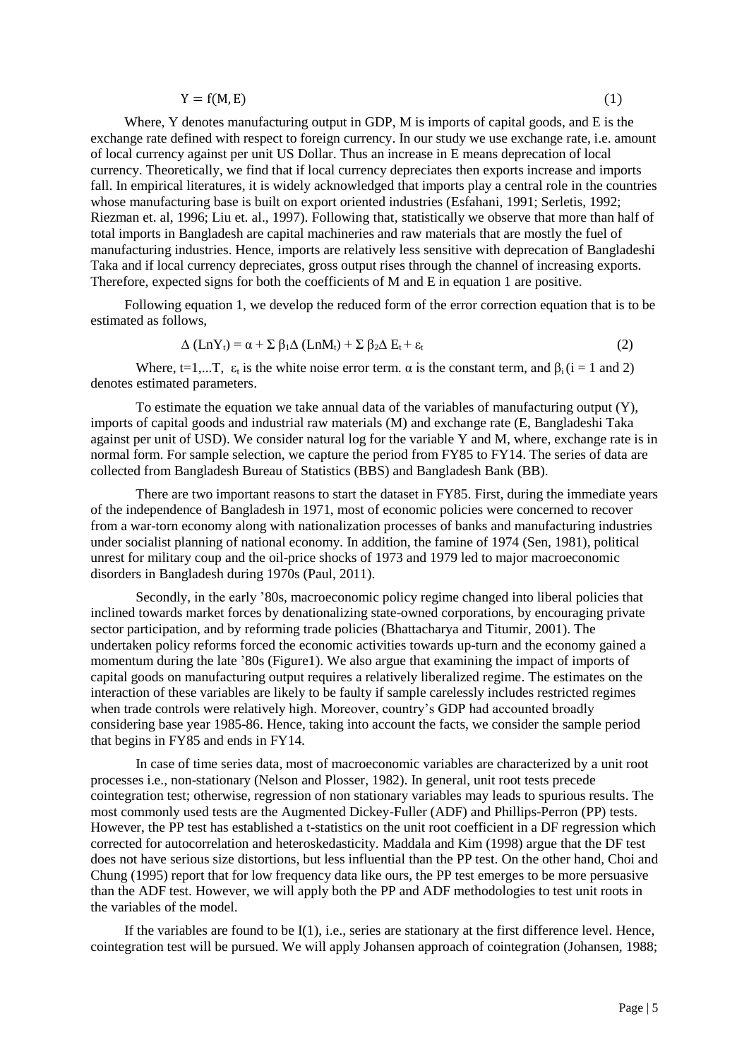$$Y = f(M, E) \quad (1)$$

Where, Y denotes manufacturing output in GDP, M is imports of capital goods, and E is the exchange rate defined with respect to foreign currency. In our study we use exchange rate, i.e. amount of local currency against per unit US Dollar. Thus an increase in E means deprecation of local currency. Theoretically, we find that if local currency depreciates then exports increase and imports fall. In empirical literatures, it is widely acknowledged that imports play a central role in the countries whose manufacturing base is built on export oriented industries (Esfahani, 1991; Serletis, 1992; Riezman et. al, 1996; Liu et. al., 1997). Following that, statistically we observe that more than half of total imports in Bangladesh are capital machineries and raw materials that are mostly the fuel of manufacturing industries. Hence, imports are relatively less sensitive with deprecation of Bangladeshi Taka and if local currency depreciates, gross output rises through the channel of increasing exports. Therefore, expected signs for both the coefficients of M and E in equation 1 are positive.

Following equation 1, we develop the reduced form of the error correction equation that is to be estimated as follows,

$$\Delta (LnY_t) = \alpha + \Sigma\, \beta_1 \Delta (LnM_t) + \Sigma\, \beta_2 \Delta\, E_t + \varepsilon_t \quad (2)$$

Where, t=1,...T, $\varepsilon_t$ is the white noise error term. $\alpha$ is the constant term, and $\beta_i$ (i = 1 and 2) denotes estimated parameters.

To estimate the equation we take annual data of the variables of manufacturing output (Y), imports of capital goods and industrial raw materials (M) and exchange rate (E, Bangladeshi Taka against per unit of USD). We consider natural log for the variable Y and M, where, exchange rate is in normal form. For sample selection, we capture the period from FY85 to FY14. The series of data are collected from Bangladesh Bureau of Statistics (BBS) and Bangladesh Bank (BB).

There are two important reasons to start the dataset in FY85. First, during the immediate years of the independence of Bangladesh in 1971, most of economic policies were concerned to recover from a war-torn economy along with nationalization processes of banks and manufacturing industries under socialist planning of national economy. In addition, the famine of 1974 (Sen, 1981), political unrest for military coup and the oil-price shocks of 1973 and 1979 led to major macroeconomic disorders in Bangladesh during 1970s (Paul, 2011).

Secondly, in the early '80s, macroeconomic policy regime changed into liberal policies that inclined towards market forces by denationalizing state-owned corporations, by encouraging private sector participation, and by reforming trade policies (Bhattacharya and Titumir, 2001). The undertaken policy reforms forced the economic activities towards up-turn and the economy gained a momentum during the late '80s (Figure1). We also argue that examining the impact of imports of capital goods on manufacturing output requires a relatively liberalized regime. The estimates on the interaction of these variables are likely to be faulty if sample carelessly includes restricted regimes when trade controls were relatively high. Moreover, country's GDP had accounted broadly considering base year 1985-86. Hence, taking into account the facts, we consider the sample period that begins in FY85 and ends in FY14.

In case of time series data, most of macroeconomic variables are characterized by a unit root processes i.e., non-stationary (Nelson and Plosser, 1982). In general, unit root tests precede cointegration test; otherwise, regression of non stationary variables may leads to spurious results. The most commonly used tests are the Augmented Dickey-Fuller (ADF) and Phillips-Perron (PP) tests. However, the PP test has established a t-statistics on the unit root coefficient in a DF regression which corrected for autocorrelation and heteroskedasticity. Maddala and Kim (1998) argue that the DF test does not have serious size distortions, but less influential than the PP test. On the other hand, Choi and Chung (1995) report that for low frequency data like ours, the PP test emerges to be more persuasive than the ADF test. However, we will apply both the PP and ADF methodologies to test unit roots in the variables of the model.

If the variables are found to be I(1), i.e., series are stationary at the first difference level. Hence, cointegration test will be pursued. We will apply Johansen approach of cointegration (Johansen, 1988;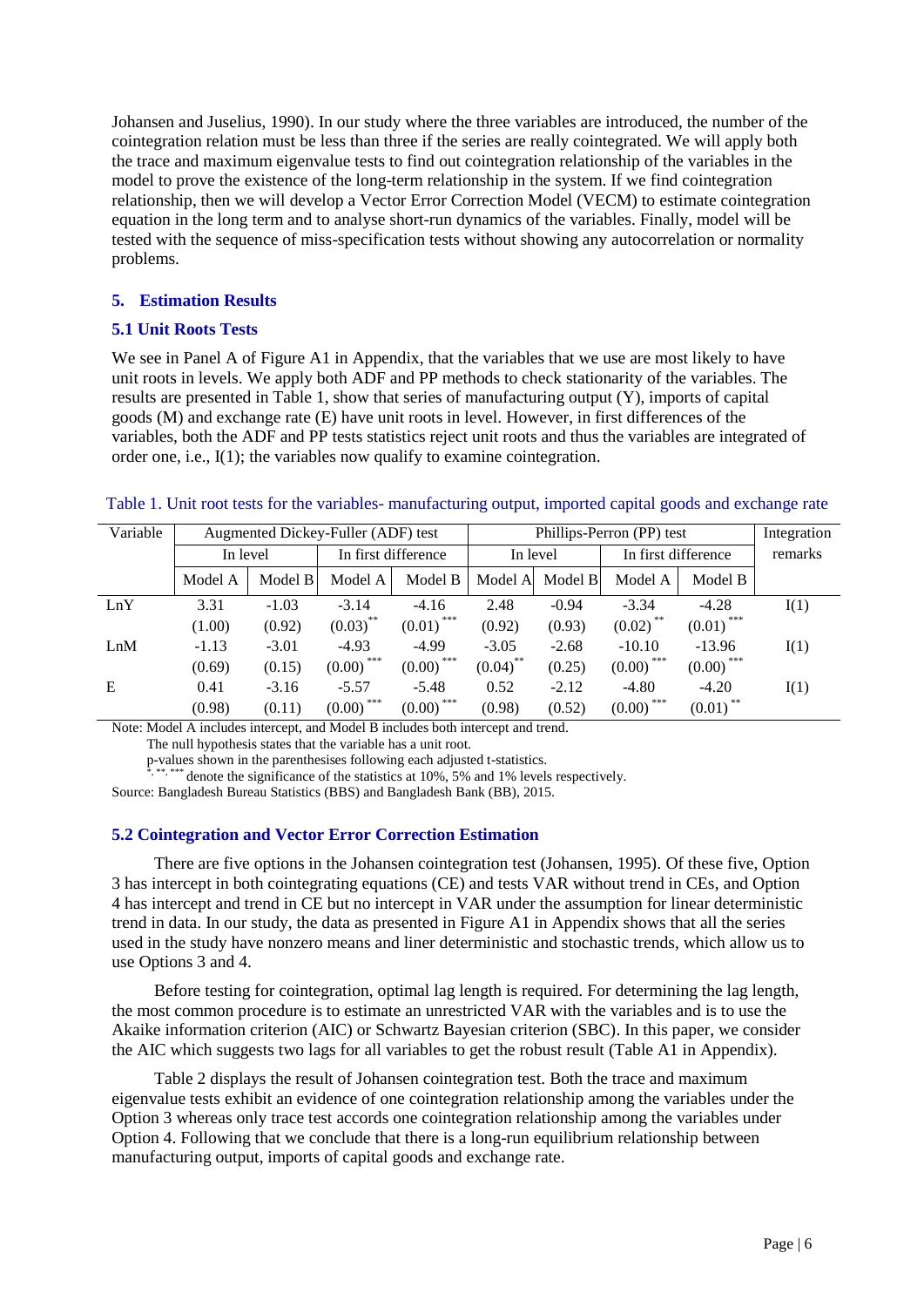Johansen and Juselius, 1990). In our study where the three variables are introduced, the number of the cointegration relation must be less than three if the series are really cointegrated. We will apply both the trace and maximum eigenvalue tests to find out cointegration relationship of the variables in the model to prove the existence of the long-term relationship in the system. If we find cointegration relationship, then we will develop a Vector Error Correction Model (VECM) to estimate cointegration equation in the long term and to analyse short-run dynamics of the variables. Finally, model will be tested with the sequence of miss-specification tests without showing any autocorrelation or normality problems.

## 5. Estimation Results

### 5.1 Unit Roots Tests

We see in Panel A of Figure A1 in Appendix, that the variables that we use are most likely to have unit roots in levels. We apply both ADF and PP methods to check stationarity of the variables. The results are presented in Table 1, show that series of manufacturing output (Y), imports of capital goods (M) and exchange rate (E) have unit roots in level. However, in first differences of the variables, both the ADF and PP tests statistics reject unit roots and thus the variables are integrated of order one, i.e., I(1); the variables now qualify to examine cointegration.

Table 1. Unit root tests for the variables- manufacturing output, imported capital goods and exchange rate

| Variable | Augmented Dickey-Fuller (ADF) test | | | | Phillips-Perron (PP) test | | | | Integration remarks |
|---|---|---|---|---|---|---|---|---|---|
| | In level | | In first difference | | In level | | In first difference | | |
| | Model A | Model B | Model A | Model B | Model A | Model B | Model A | Model B | |
| LnY | 3.31 | -1.03 | -3.14 | -4.16 | 2.48 | -0.94 | -3.34 | -4.28 | I(1) |
| | (1.00) | (0.92) | (0.03)** | (0.01)*** | (0.92) | (0.93) | (0.02)** | (0.01)*** | |
| LnM | -1.13 | -3.01 | -4.93 | -4.99 | -3.05 | -2.68 | -10.10 | -13.96 | I(1) |
| | (0.69) | (0.15) | (0.00)*** | (0.00)*** | (0.04)** | (0.25) | (0.00)*** | (0.00)*** | |
| E | 0.41 | -3.16 | -5.57 | -5.48 | 0.52 | -2.12 | -4.80 | -4.20 | I(1) |
| | (0.98) | (0.11) | (0.00)*** | (0.00)*** | (0.98) | (0.52) | (0.00)*** | (0.01)** | |

Note: Model A includes intercept, and Model B includes both intercept and trend.
The null hypothesis states that the variable has a unit root.
p-values shown in the parenthesises following each adjusted t-statistics.
*, **, *** denote the significance of the statistics at 10%, 5% and 1% levels respectively.
Source: Bangladesh Bureau Statistics (BBS) and Bangladesh Bank (BB), 2015.

### 5.2 Cointegration and Vector Error Correction Estimation

There are five options in the Johansen cointegration test (Johansen, 1995). Of these five, Option 3 has intercept in both cointegrating equations (CE) and tests VAR without trend in CEs, and Option 4 has intercept and trend in CE but no intercept in VAR under the assumption for linear deterministic trend in data. In our study, the data as presented in Figure A1 in Appendix shows that all the series used in the study have nonzero means and liner deterministic and stochastic trends, which allow us to use Options 3 and 4.

Before testing for cointegration, optimal lag length is required. For determining the lag length, the most common procedure is to estimate an unrestricted VAR with the variables and is to use the Akaike information criterion (AIC) or Schwartz Bayesian criterion (SBC). In this paper, we consider the AIC which suggests two lags for all variables to get the robust result (Table A1 in Appendix).

Table 2 displays the result of Johansen cointegration test. Both the trace and maximum eigenvalue tests exhibit an evidence of one cointegration relationship among the variables under the Option 3 whereas only trace test accords one cointegration relationship among the variables under Option 4. Following that we conclude that there is a long-run equilibrium relationship between manufacturing output, imports of capital goods and exchange rate.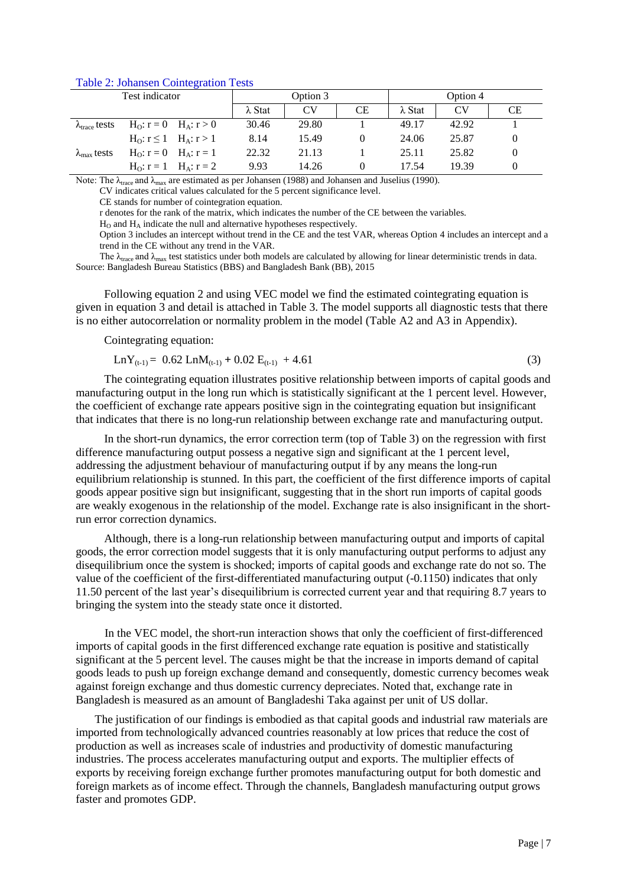Table 2: Johansen Cointegration Tests

| Test indicator | | Option 3 | | | Option 4 | | |
|---|---|---|---|---|---|---|---|
| | | λ Stat | CV | CE | λ Stat | CV | CE |
| $\lambda_{trace}$ tests | $H_O: r = 0 \quad H_A: r > 0$ | 30.46 | 29.80 | 1 | 49.17 | 42.92 | 1 |
| | $H_O: r \leq 1 \quad H_A: r > 1$ | 8.14 | 15.49 | 0 | 24.06 | 25.87 | 0 |
| $\lambda_{max}$ tests | $H_O: r = 0 \quad H_A: r = 1$ | 22.32 | 21.13 | 1 | 25.11 | 25.82 | 0 |
| | $H_O: r = 1 \quad H_A: r = 2$ | 9.93 | 14.26 | 0 | 17.54 | 19.39 | 0 |

Note: The $\lambda_{trace}$ and $\lambda_{max}$ are estimated as per Johansen (1988) and Johansen and Juselius (1990).
CV indicates critical values calculated for the 5 percent significance level.
CE stands for number of cointegration equation.
r denotes for the rank of the matrix, which indicates the number of the CE between the variables.
$H_O$ and $H_A$ indicate the null and alternative hypotheses respectively.
Option 3 includes an intercept without trend in the CE and the test VAR, whereas Option 4 includes an intercept and a trend in the CE without any trend in the VAR.
The $\lambda_{trace}$ and $\lambda_{max}$ test statistics under both models are calculated by allowing for linear deterministic trends in data.
Source: Bangladesh Bureau Statistics (BBS) and Bangladesh Bank (BB), 2015

Following equation 2 and using VEC model we find the estimated cointegrating equation is given in equation 3 and detail is attached in Table 3. The model supports all diagnostic tests that there is no either autocorrelation or normality problem in the model (Table A2 and A3 in Appendix).

Cointegrating equation:

$$LnY_{(t-1)} = 0.62\, LnM_{(t-1)} + 0.02\, E_{(t-1)} + 4.61 \qquad (3)$$

The cointegrating equation illustrates positive relationship between imports of capital goods and manufacturing output in the long run which is statistically significant at the 1 percent level. However, the coefficient of exchange rate appears positive sign in the cointegrating equation but insignificant that indicates that there is no long-run relationship between exchange rate and manufacturing output.

In the short-run dynamics, the error correction term (top of Table 3) on the regression with first difference manufacturing output possess a negative sign and significant at the 1 percent level, addressing the adjustment behaviour of manufacturing output if by any means the long-run equilibrium relationship is stunned. In this part, the coefficient of the first difference imports of capital goods appear positive sign but insignificant, suggesting that in the short run imports of capital goods are weakly exogenous in the relationship of the model. Exchange rate is also insignificant in the short-run error correction dynamics.

Although, there is a long-run relationship between manufacturing output and imports of capital goods, the error correction model suggests that it is only manufacturing output performs to adjust any disequilibrium once the system is shocked; imports of capital goods and exchange rate do not so. The value of the coefficient of the first-differentiated manufacturing output (-0.1150) indicates that only 11.50 percent of the last year's disequilibrium is corrected current year and that requiring 8.7 years to bringing the system into the steady state once it distorted.

In the VEC model, the short-run interaction shows that only the coefficient of first-differenced imports of capital goods in the first differenced exchange rate equation is positive and statistically significant at the 5 percent level. The causes might be that the increase in imports demand of capital goods leads to push up foreign exchange demand and consequently, domestic currency becomes weak against foreign exchange and thus domestic currency depreciates. Noted that, exchange rate in Bangladesh is measured as an amount of Bangladeshi Taka against per unit of US dollar.

The justification of our findings is embodied as that capital goods and industrial raw materials are imported from technologically advanced countries reasonably at low prices that reduce the cost of production as well as increases scale of industries and productivity of domestic manufacturing industries. The process accelerates manufacturing output and exports. The multiplier effects of exports by receiving foreign exchange further promotes manufacturing output for both domestic and foreign markets as of income effect. Through the channels, Bangladesh manufacturing output grows faster and promotes GDP.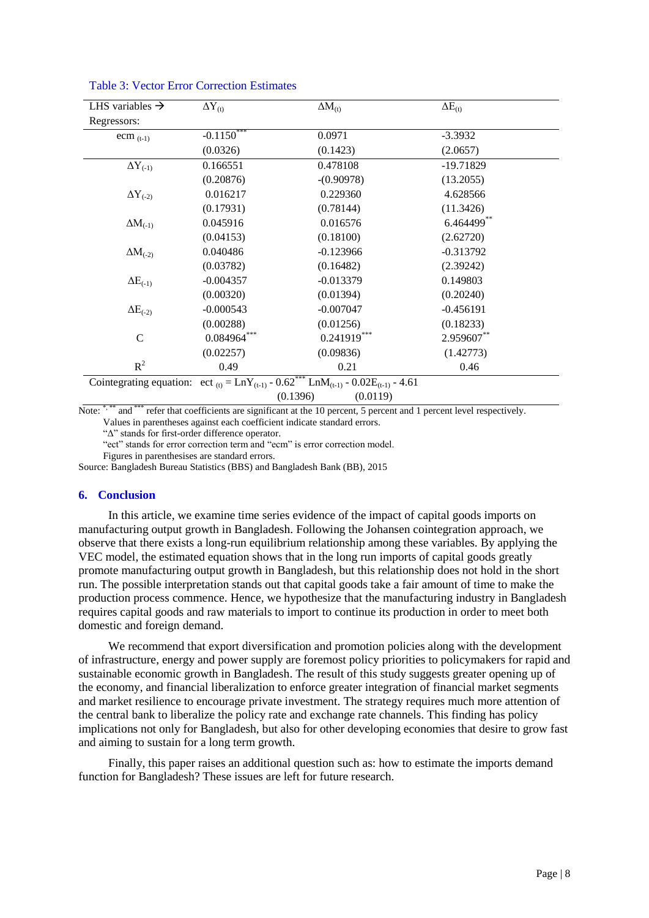Table 3: Vector Error Correction Estimates

| LHS variables → Regressors: | $\Delta Y_{(t)}$ | $\Delta M_{(t)}$ | $\Delta E_{(t)}$ |
|---|---|---|---|
| $ecm_{(t-1)}$ | $-0.1150^{***}$ | 0.0971 | -3.3932 |
| | (0.0326) | (0.1423) | (2.0657) |
| $\Delta Y_{(-1)}$ | 0.166551 | 0.478108 | -19.71829 |
| | (0.20876) | -(0.90978) | (13.2055) |
| $\Delta Y_{(-2)}$ | 0.016217 | 0.229360 | 4.628566 |
| | (0.17931) | (0.78144) | (11.3426) |
| $\Delta M_{(-1)}$ | 0.045916 | 0.016576 | $6.464499^{**}$ |
| | (0.04153) | (0.18100) | (2.62720) |
| $\Delta M_{(-2)}$ | 0.040486 | -0.123966 | -0.313792 |
| | (0.03782) | (0.16482) | (2.39242) |
| $\Delta E_{(-1)}$ | -0.004357 | -0.013379 | 0.149803 |
| | (0.00320) | (0.01394) | (0.20240) |
| $\Delta E_{(-2)}$ | -0.000543 | -0.007047 | -0.456191 |
| | (0.00288) | (0.01256) | (0.18233) |
| C | $0.084964^{***}$ | $0.241919^{***}$ | $2.959607^{**}$ |
| | (0.02257) | (0.09836) | (1.42773) |
| $R^2$ | 0.49 | 0.21 | 0.46 |

Cointegrating equation: $ect_{(t)} = LnY_{(t-1)} - 0.62^{***} LnM_{(t-1)} - 0.02E_{(t-1)} - 4.61$
(0.1396) (0.0119)

Note: $^{*}$, $^{**}$ and $^{***}$ refer that coefficients are significant at the 10 percent, 5 percent and 1 percent level respectively.
Values in parentheses against each coefficient indicate standard errors.
"Δ" stands for first-order difference operator.
"ect" stands for error correction term and "ecm" is error correction model.
Figures in parenthesises are standard errors.
Source: Bangladesh Bureau Statistics (BBS) and Bangladesh Bank (BB), 2015

## 6. Conclusion

In this article, we examine time series evidence of the impact of capital goods imports on manufacturing output growth in Bangladesh. Following the Johansen cointegration approach, we observe that there exists a long-run equilibrium relationship among these variables. By applying the VEC model, the estimated equation shows that in the long run imports of capital goods greatly promote manufacturing output growth in Bangladesh, but this relationship does not hold in the short run. The possible interpretation stands out that capital goods take a fair amount of time to make the production process commence. Hence, we hypothesize that the manufacturing industry in Bangladesh requires capital goods and raw materials to import to continue its production in order to meet both domestic and foreign demand.

We recommend that export diversification and promotion policies along with the development of infrastructure, energy and power supply are foremost policy priorities to policymakers for rapid and sustainable economic growth in Bangladesh. The result of this study suggests greater opening up of the economy, and financial liberalization to enforce greater integration of financial market segments and market resilience to encourage private investment. The strategy requires much more attention of the central bank to liberalize the policy rate and exchange rate channels. This finding has policy implications not only for Bangladesh, but also for other developing economies that desire to grow fast and aiming to sustain for a long term growth.

Finally, this paper raises an additional question such as: how to estimate the imports demand function for Bangladesh? These issues are left for future research.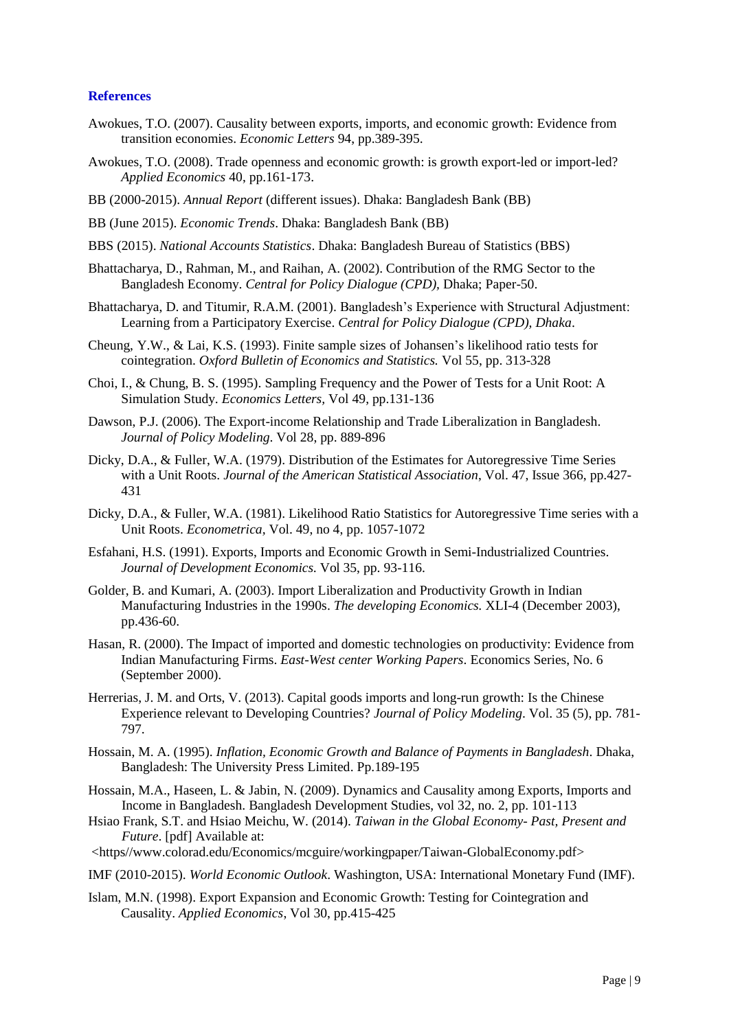## References

Awokues, T.O. (2007). Causality between exports, imports, and economic growth: Evidence from transition economies. *Economic Letters* 94, pp.389-395.

Awokues, T.O. (2008). Trade openness and economic growth: is growth export-led or import-led? *Applied Economics* 40, pp.161-173.

BB (2000-2015). *Annual Report* (different issues). Dhaka: Bangladesh Bank (BB)

BB (June 2015). *Economic Trends*. Dhaka: Bangladesh Bank (BB)

BBS (2015). *National Accounts Statistics*. Dhaka: Bangladesh Bureau of Statistics (BBS)

Bhattacharya, D., Rahman, M., and Raihan, A. (2002). Contribution of the RMG Sector to the Bangladesh Economy. *Central for Policy Dialogue (CPD)*, Dhaka; Paper-50.

Bhattacharya, D. and Titumir, R.A.M. (2001). Bangladesh's Experience with Structural Adjustment: Learning from a Participatory Exercise. *Central for Policy Dialogue (CPD), Dhaka*.

Cheung, Y.W., & Lai, K.S. (1993). Finite sample sizes of Johansen's likelihood ratio tests for cointegration. *Oxford Bulletin of Economics and Statistics.* Vol 55, pp. 313-328

Choi, I., & Chung, B. S. (1995). Sampling Frequency and the Power of Tests for a Unit Root: A Simulation Study. *Economics Letters*, Vol 49, pp.131-136

Dawson, P.J. (2006). The Export-income Relationship and Trade Liberalization in Bangladesh. *Journal of Policy Modeling*. Vol 28, pp. 889-896

Dicky, D.A., & Fuller, W.A. (1979). Distribution of the Estimates for Autoregressive Time Series with a Unit Roots. *Journal of the American Statistical Association*, Vol. 47, Issue 366, pp.427-431

Dicky, D.A., & Fuller, W.A. (1981). Likelihood Ratio Statistics for Autoregressive Time series with a Unit Roots. *Econometrica*, Vol. 49, no 4, pp. 1057-1072

Esfahani, H.S. (1991). Exports, Imports and Economic Growth in Semi-Industrialized Countries. *Journal of Development Economics.* Vol 35, pp. 93-116.

Golder, B. and Kumari, A. (2003). Import Liberalization and Productivity Growth in Indian Manufacturing Industries in the 1990s. *The developing Economics.* XLI-4 (December 2003), pp.436-60.

Hasan, R. (2000). The Impact of imported and domestic technologies on productivity: Evidence from Indian Manufacturing Firms. *East-West center Working Papers*. Economics Series, No. 6 (September 2000).

Herrerias, J. M. and Orts, V. (2013). Capital goods imports and long-run growth: Is the Chinese Experience relevant to Developing Countries? *Journal of Policy Modeling*. Vol. 35 (5), pp. 781-797.

Hossain, M. A. (1995). *Inflation, Economic Growth and Balance of Payments in Bangladesh*. Dhaka, Bangladesh: The University Press Limited. Pp.189-195

Hossain, M.A., Haseen, L. & Jabin, N. (2009). Dynamics and Causality among Exports, Imports and Income in Bangladesh. Bangladesh Development Studies, vol 32, no. 2, pp. 101-113

Hsiao Frank, S.T. and Hsiao Meichu, W. (2014). *Taiwan in the Global Economy- Past, Present and Future*. [pdf] Available at:
<https//www.colorad.edu/Economics/mcguire/workingpaper/Taiwan-GlobalEconomy.pdf>

IMF (2010-2015). *World Economic Outlook*. Washington, USA: International Monetary Fund (IMF).

Islam, M.N. (1998). Export Expansion and Economic Growth: Testing for Cointegration and Causality. *Applied Economics*, Vol 30, pp.415-425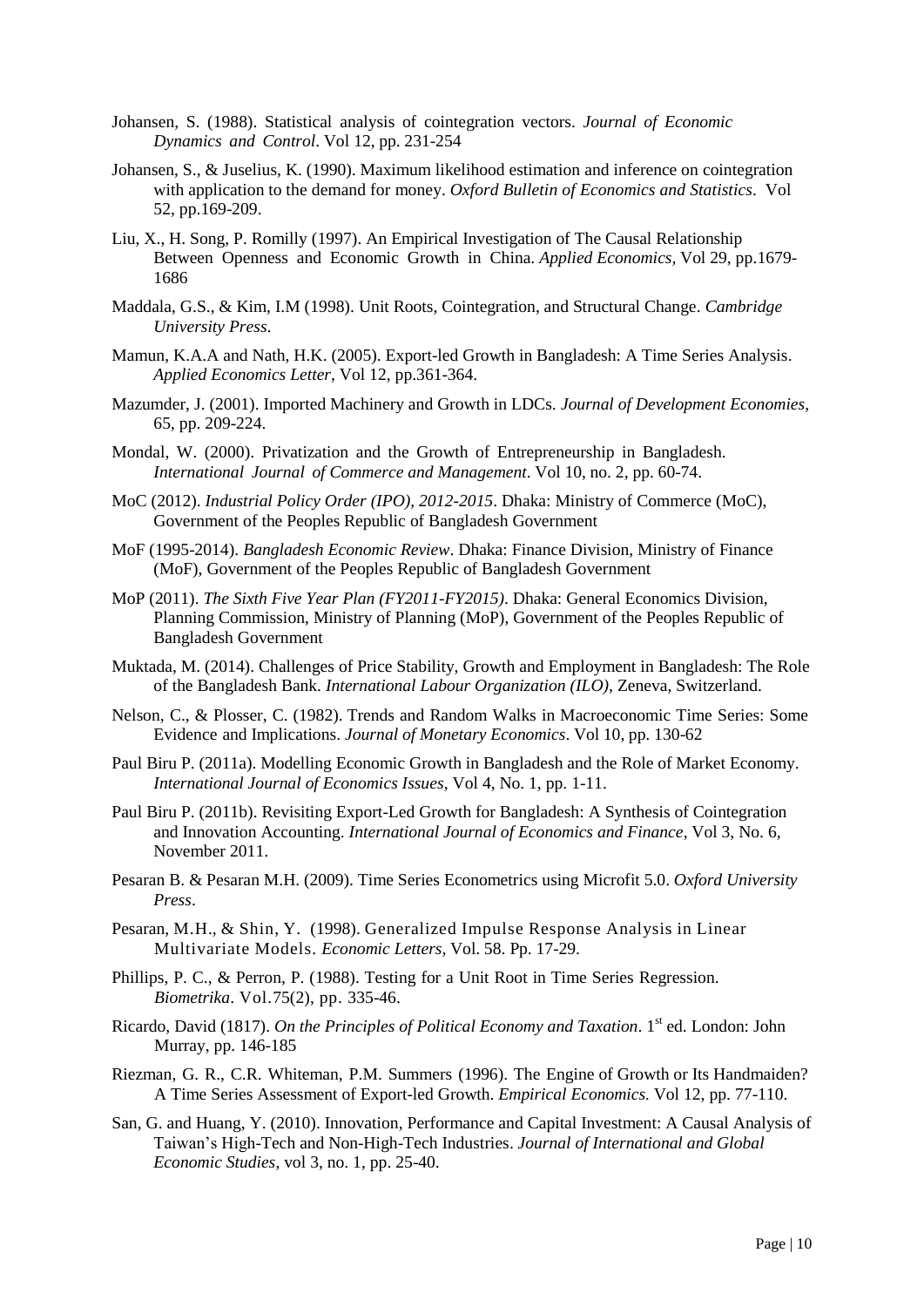Johansen, S. (1988). Statistical analysis of cointegration vectors. *Journal of Economic Dynamics and Control*. Vol 12, pp. 231-254

Johansen, S., & Juselius, K. (1990). Maximum likelihood estimation and inference on cointegration with application to the demand for money. *Oxford Bulletin of Economics and Statistics*. Vol 52, pp.169-209.

Liu, X., H. Song, P. Romilly (1997). An Empirical Investigation of The Causal Relationship Between Openness and Economic Growth in China. *Applied Economics,* Vol 29, pp.1679-1686

Maddala, G.S., & Kim, I.M (1998). Unit Roots, Cointegration, and Structural Change. *Cambridge University Press*.

Mamun, K.A.A and Nath, H.K. (2005). Export-led Growth in Bangladesh: A Time Series Analysis. *Applied Economics Letter*, Vol 12, pp.361-364.

Mazumder, J. (2001). Imported Machinery and Growth in LDCs. *Journal of Development Economies*, 65, pp. 209-224.

Mondal, W. (2000). Privatization and the Growth of Entrepreneurship in Bangladesh. *International Journal of Commerce and Management*. Vol 10, no. 2, pp. 60-74.

MoC (2012). *Industrial Policy Order (IPO), 2012-2015*. Dhaka: Ministry of Commerce (MoC), Government of the Peoples Republic of Bangladesh Government

MoF (1995-2014). *Bangladesh Economic Review*. Dhaka: Finance Division, Ministry of Finance (MoF), Government of the Peoples Republic of Bangladesh Government

MoP (2011). *The Sixth Five Year Plan (FY2011-FY2015)*. Dhaka: General Economics Division, Planning Commission, Ministry of Planning (MoP), Government of the Peoples Republic of Bangladesh Government

Muktada, M. (2014). Challenges of Price Stability, Growth and Employment in Bangladesh: The Role of the Bangladesh Bank. *International Labour Organization (ILO),* Zeneva, Switzerland.

Nelson, C., & Plosser, C. (1982). Trends and Random Walks in Macroeconomic Time Series: Some Evidence and Implications. *Journal of Monetary Economics*. Vol 10, pp. 130-62

Paul Biru P. (2011a). Modelling Economic Growth in Bangladesh and the Role of Market Economy. *International Journal of Economics Issues*, Vol 4, No. 1, pp. 1-11.

Paul Biru P. (2011b). Revisiting Export-Led Growth for Bangladesh: A Synthesis of Cointegration and Innovation Accounting. *International Journal of Economics and Finance*, Vol 3, No. 6, November 2011.

Pesaran B. & Pesaran M.H. (2009). Time Series Econometrics using Microfit 5.0. *Oxford University Press*.

Pesaran, M.H., & Shin, Y. (1998). Generalized Impulse Response Analysis in Linear Multivariate Models. *Economic Letters,* Vol. 58. Pp. 17-29.

Phillips, P. C., & Perron, P. (1988). Testing for a Unit Root in Time Series Regression. *Biometrika*. Vol.75(2), pp. 335-46.

Ricardo, David (1817). *On the Principles of Political Economy and Taxation*. 1st ed. London: John Murray, pp. 146-185

Riezman, G. R., C.R. Whiteman, P.M. Summers (1996). The Engine of Growth or Its Handmaiden? A Time Series Assessment of Export-led Growth. *Empirical Economics.* Vol 12, pp. 77-110.

San, G. and Huang, Y. (2010). Innovation, Performance and Capital Investment: A Causal Analysis of Taiwan's High-Tech and Non-High-Tech Industries. *Journal of International and Global Economic Studies*, vol 3, no. 1, pp. 25-40.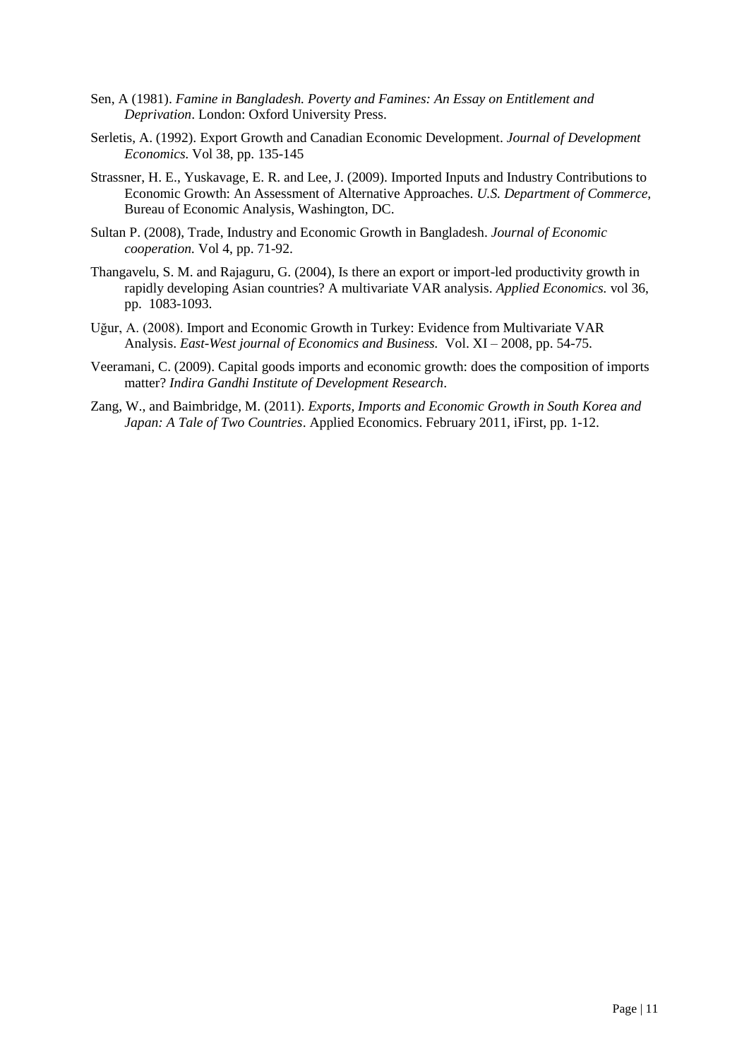Sen, A (1981). *Famine in Bangladesh. Poverty and Famines: An Essay on Entitlement and Deprivation*. London: Oxford University Press.

Serletis, A. (1992). Export Growth and Canadian Economic Development. *Journal of Development Economics.* Vol 38, pp. 135-145

Strassner, H. E., Yuskavage, E. R. and Lee, J. (2009). Imported Inputs and Industry Contributions to Economic Growth: An Assessment of Alternative Approaches. *U.S. Department of Commerce*, Bureau of Economic Analysis, Washington, DC.

Sultan P. (2008), Trade, Industry and Economic Growth in Bangladesh. *Journal of Economic cooperation.* Vol 4, pp. 71-92.

Thangavelu, S. M. and Rajaguru, G. (2004), Is there an export or import-led productivity growth in rapidly developing Asian countries? A multivariate VAR analysis. *Applied Economics.* vol 36, pp. 1083-1093.

Uğur, A. (2008). Import and Economic Growth in Turkey: Evidence from Multivariate VAR Analysis. *East-West journal of Economics and Business.* Vol. XI – 2008, pp. 54-75.

Veeramani, C. (2009). Capital goods imports and economic growth: does the composition of imports matter? *Indira Gandhi Institute of Development Research*.

Zang, W., and Baimbridge, M. (2011). *Exports, Imports and Economic Growth in South Korea and Japan: A Tale of Two Countries*. Applied Economics. February 2011, iFirst, pp. 1-12.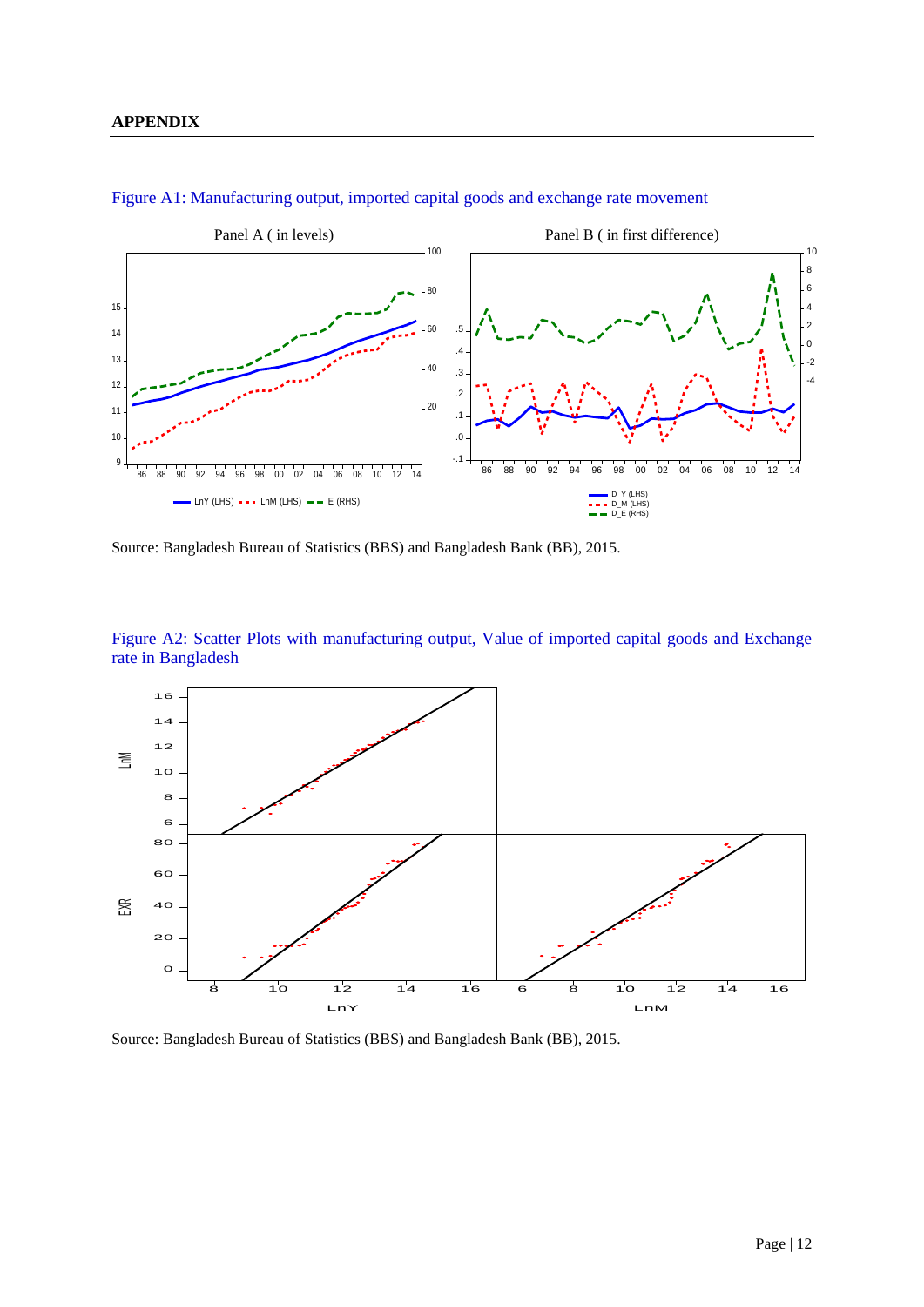## APPENDIX

Figure A1: Manufacturing output, imported capital goods and exchange rate movement

Source: Bangladesh Bureau of Statistics (BBS) and Bangladesh Bank (BB), 2015.

Figure A2: Scatter Plots with manufacturing output, Value of imported capital goods and Exchange rate in Bangladesh

Source: Bangladesh Bureau of Statistics (BBS) and Bangladesh Bank (BB), 2015.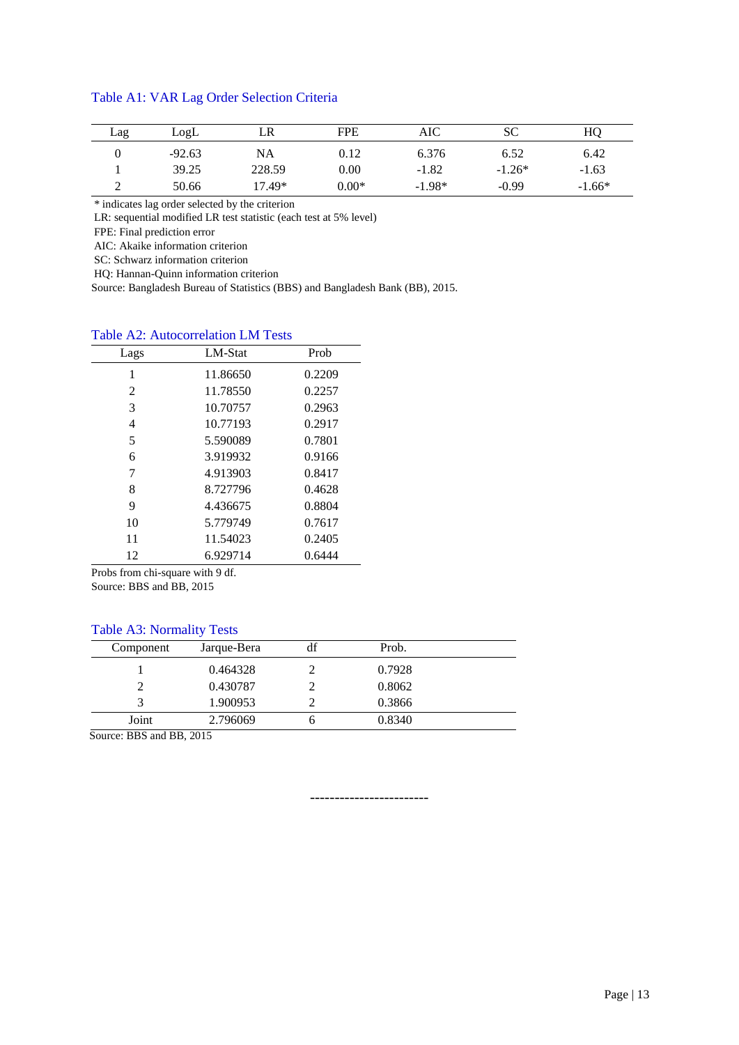### Table A1: VAR Lag Order Selection Criteria

| Lag | LogL | LR | FPE | AIC | SC | HQ |
|---|---|---|---|---|---|---|
| 0 | -92.63 | NA | 0.12 | 6.376 | 6.52 | 6.42 |
| 1 | 39.25 | 228.59 | 0.00 | -1.82 | -1.26* | -1.63 |
| 2 | 50.66 | 17.49* | 0.00* | -1.98* | -0.99 | -1.66* |

* indicates lag order selected by the criterion

LR: sequential modified LR test statistic (each test at 5% level)

FPE: Final prediction error

AIC: Akaike information criterion

SC: Schwarz information criterion

HQ: Hannan-Quinn information criterion

Source: Bangladesh Bureau of Statistics (BBS) and Bangladesh Bank (BB), 2015.

### Table A2: Autocorrelation LM Tests

| Lags | LM-Stat | Prob |
|---|---|---|
| 1 | 11.86650 | 0.2209 |
| 2 | 11.78550 | 0.2257 |
| 3 | 10.70757 | 0.2963 |
| 4 | 10.77193 | 0.2917 |
| 5 | 5.590089 | 0.7801 |
| 6 | 3.919932 | 0.9166 |
| 7 | 4.913903 | 0.8417 |
| 8 | 8.727796 | 0.4628 |
| 9 | 4.436675 | 0.8804 |
| 10 | 5.779749 | 0.7617 |
| 11 | 11.54023 | 0.2405 |
| 12 | 6.929714 | 0.6444 |

Probs from chi-square with 9 df.

Source: BBS and BB, 2015

### Table A3: Normality Tests

| Component | Jarque-Bera | df | Prob. |
|---|---|---|---|
| 1 | 0.464328 | 2 | 0.7928 |
| 2 | 0.430787 | 2 | 0.8062 |
| 3 | 1.900953 | 2 | 0.3866 |
| Joint | 2.796069 | 6 | 0.8340 |

Source: BBS and BB, 2015

-----------------------